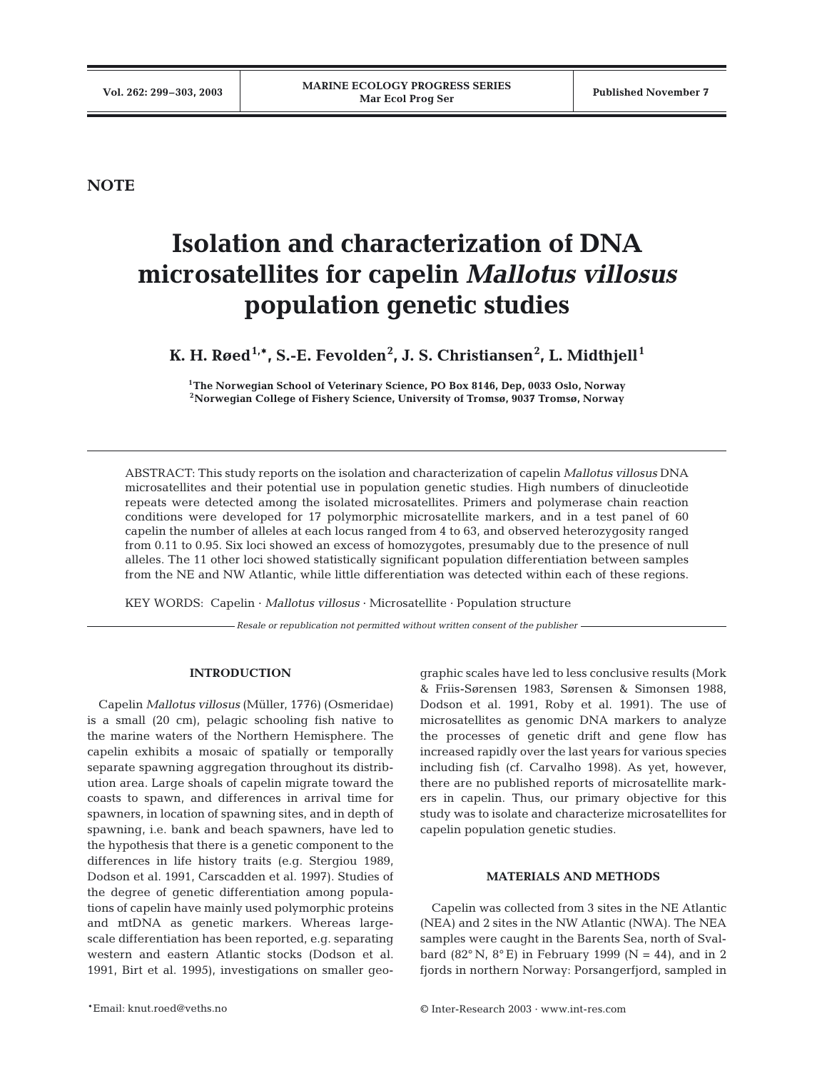**NOTE**

# Isolation and characterization of DNA microsatellites for capelin *Mallotus villosus* population genetic studies

**K. H. Røed[1,*], S.-E. Fevolden[2], J. S. Christiansen[2], L. Midthjell[1]**

[1]The Norwegian School of Veterinary Science, PO Box 8146, Dep, 0033 Oslo, Norway
[2]Norwegian College of Fishery Science, University of Tromsø, 9037 Tromsø, Norway

ABSTRACT: This study reports on the isolation and characterization of capelin *Mallotus villosus* DNA microsatellites and their potential use in population genetic studies. High numbers of dinucleotide repeats were detected among the isolated microsatellites. Primers and polymerase chain reaction conditions were developed for 17 polymorphic microsatellite markers, and in a test panel of 60 capelin the number of alleles at each locus ranged from 4 to 63, and observed heterozygosity ranged from 0.11 to 0.95. Six loci showed an excess of homozygotes, presumably due to the presence of null alleles. The 11 other loci showed statistically significant population differentiation between samples from the NE and NW Atlantic, while little differentiation was detected within each of these regions.

KEY WORDS: Capelin · *Mallotus villosus* · Microsatellite · Population structure

*Resale or republication not permitted without written consent of the publisher*

## INTRODUCTION

Capelin *Mallotus villosus* (Müller, 1776) (Osmeridae) is a small (20 cm), pelagic schooling fish native to the marine waters of the Northern Hemisphere. The capelin exhibits a mosaic of spatially or temporally separate spawning aggregation throughout its distribution area. Large shoals of capelin migrate toward the coasts to spawn, and differences in arrival time for spawners, in location of spawning sites, and in depth of spawning, i.e. bank and beach spawners, have led to the hypothesis that there is a genetic component to the differences in life history traits (e.g. Stergiou 1989, Dodson et al. 1991, Carscadden et al. 1997). Studies of the degree of genetic differentiation among populations of capelin have mainly used polymorphic proteins and mtDNA as genetic markers. Whereas large-scale differentiation has been reported, e.g. separating western and eastern Atlantic stocks (Dodson et al. 1991, Birt et al. 1995), investigations on smaller geographic scales have led to less conclusive results (Mork & Friis-Sørensen 1983, Sørensen & Simonsen 1988, Dodson et al. 1991, Roby et al. 1991). The use of microsatellites as genomic DNA markers to analyze the processes of genetic drift and gene flow has increased rapidly over the last years for various species including fish (cf. Carvalho 1998). As yet, however, there are no published reports of microsatellite markers in capelin. Thus, our primary objective for this study was to isolate and characterize microsatellites for capelin population genetic studies.

## MATERIALS AND METHODS

Capelin was collected from 3 sites in the NE Atlantic (NEA) and 2 sites in the NW Atlantic (NWA). The NEA samples were caught in the Barents Sea, north of Svalbard (82° N, 8° E) in February 1999 (N = 44), and in 2 fjords in northern Norway: Porsangerfjord, sampled in

*Email: knut.roed@veths.no

© Inter-Research 2003 · www.int-res.com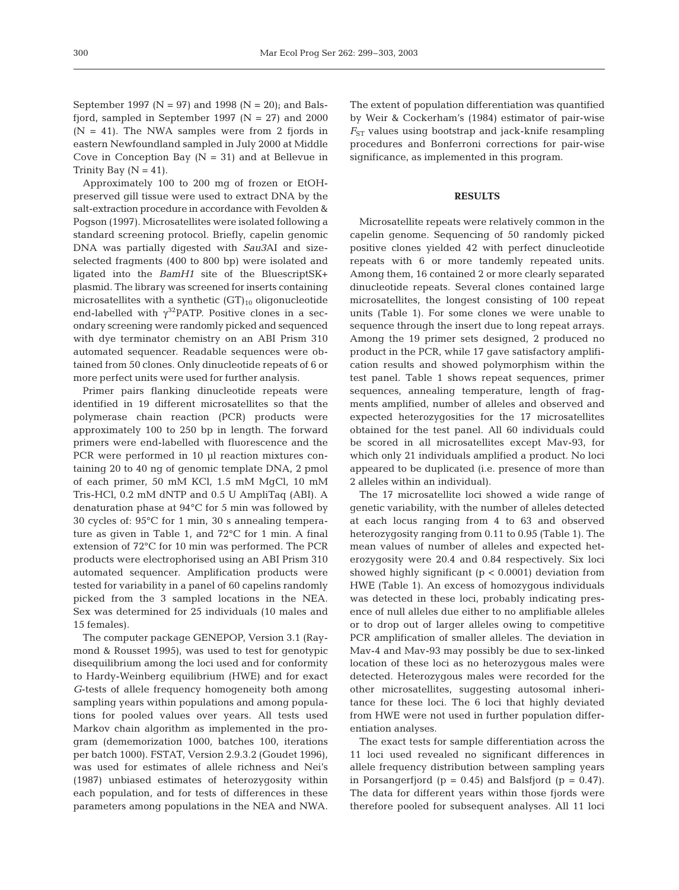September 1997 (N = 97) and 1998 (N = 20); and Balsfjord, sampled in September 1997 (N = 27) and 2000 (N = 41). The NWA samples were from 2 fjords in eastern Newfoundland sampled in July 2000 at Middle Cove in Conception Bay (N = 31) and at Bellevue in Trinity Bay (N = 41).

Approximately 100 to 200 mg of frozen or EtOH-preserved gill tissue were used to extract DNA by the salt-extraction procedure in accordance with Fevolden & Pogson (1997). Microsatellites were isolated following a standard screening protocol. Briefly, capelin genomic DNA was partially digested with *Sau3*AI and size-selected fragments (400 to 800 bp) were isolated and ligated into the *BamH1* site of the BluescriptSK+ plasmid. The library was screened for inserts containing microsatellites with a synthetic $(GT)_{10}$ oligonucleotide end-labelled with $\gamma^{32}$PATP. Positive clones in a secondary screening were randomly picked and sequenced with dye terminator chemistry on an ABI Prism 310 automated sequencer. Readable sequences were obtained from 50 clones. Only dinucleotide repeats of 6 or more perfect units were used for further analysis.

Primer pairs flanking dinucleotide repeats were identified in 19 different microsatellites so that the polymerase chain reaction (PCR) products were approximately 100 to 250 bp in length. The forward primers were end-labelled with fluorescence and the PCR were performed in 10 µl reaction mixtures containing 20 to 40 ng of genomic template DNA, 2 pmol of each primer, 50 mM KCl, 1.5 mM MgCl, 10 mM Tris-HCl, 0.2 mM dNTP and 0.5 U AmpliTaq (ABI). A denaturation phase at 94°C for 5 min was followed by 30 cycles of: 95°C for 1 min, 30 s annealing temperature as given in Table 1, and 72°C for 1 min. A final extension of 72°C for 10 min was performed. The PCR products were electrophorised using an ABI Prism 310 automated sequencer. Amplification products were tested for variability in a panel of 60 capelins randomly picked from the 3 sampled locations in the NEA. Sex was determined for 25 individuals (10 males and 15 females).

The computer package GENEPOP, Version 3.1 (Raymond & Rousset 1995), was used to test for genotypic disequilibrium among the loci used and for conformity to Hardy-Weinberg equilibrium (HWE) and for exact *G*-tests of allele frequency homogeneity both among sampling years within populations and among populations for pooled values over years. All tests used Markov chain algorithm as implemented in the program (dememorization 1000, batches 100, iterations per batch 1000). FSTAT, Version 2.9.3.2 (Goudet 1996), was used for estimates of allele richness and Nei's (1987) unbiased estimates of heterozygosity within each population, and for tests of differences in these parameters among populations in the NEA and NWA.

The extent of population differentiation was quantified by Weir & Cockerham's (1984) estimator of pair-wise $F_{ST}$ values using bootstrap and jack-knife resampling procedures and Bonferroni corrections for pair-wise significance, as implemented in this program.

## RESULTS

Microsatellite repeats were relatively common in the capelin genome. Sequencing of 50 randomly picked positive clones yielded 42 with perfect dinucleotide repeats with 6 or more tandemly repeated units. Among them, 16 contained 2 or more clearly separated dinucleotide repeats. Several clones contained large microsatellites, the longest consisting of 100 repeat units (Table 1). For some clones we were unable to sequence through the insert due to long repeat arrays. Among the 19 primer sets designed, 2 produced no product in the PCR, while 17 gave satisfactory amplification results and showed polymorphism within the test panel. Table 1 shows repeat sequences, primer sequences, annealing temperature, length of fragments amplified, number of alleles and observed and expected heterozygosities for the 17 microsatellites obtained for the test panel. All 60 individuals could be scored in all microsatellites except Mav-93, for which only 21 individuals amplified a product. No loci appeared to be duplicated (i.e. presence of more than 2 alleles within an individual).

The 17 microsatellite loci showed a wide range of genetic variability, with the number of alleles detected at each locus ranging from 4 to 63 and observed heterozygosity ranging from 0.11 to 0.95 (Table 1). The mean values of number of alleles and expected heterozygosity were 20.4 and 0.84 respectively. Six loci showed highly significant ($p < 0.0001$) deviation from HWE (Table 1). An excess of homozygous individuals was detected in these loci, probably indicating presence of null alleles due either to no amplifiable alleles or to drop out of larger alleles owing to competitive PCR amplification of smaller alleles. The deviation in Mav-4 and Mav-93 may possibly be due to sex-linked location of these loci as no heterozygous males were detected. Heterozygous males were recorded for the other microsatellites, suggesting autosomal inheritance for these loci. The 6 loci that highly deviated from HWE were not used in further population differentiation analyses.

The exact tests for sample differentiation across the 11 loci used revealed no significant differences in allele frequency distribution between sampling years in Porsangerfjord ($p = 0.45$) and Balsfjord ($p = 0.47$). The data for different years within those fjords were therefore pooled for subsequent analyses. All 11 loci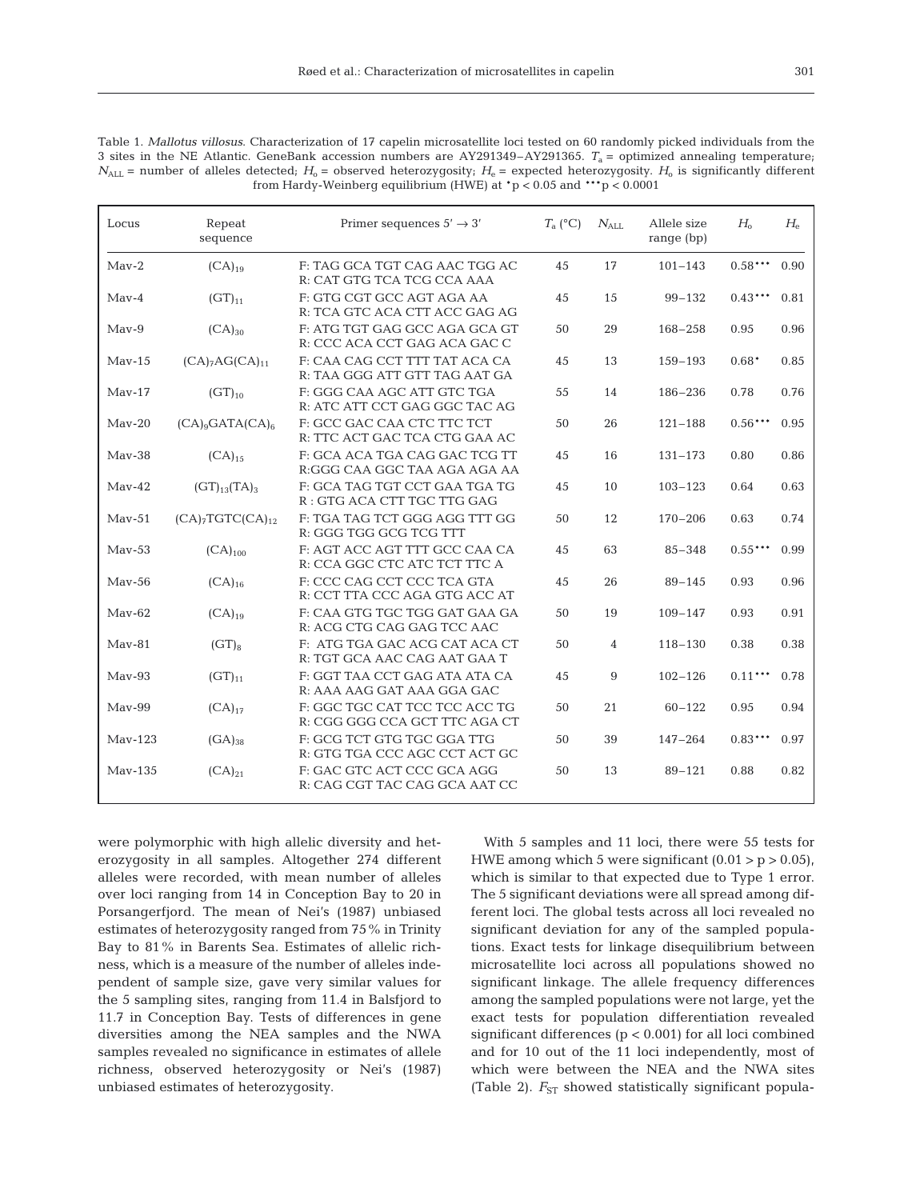Table 1. *Mallotus villosus*. Characterization of 17 capelin microsatellite loci tested on 60 randomly picked individuals from the 3 sites in the NE Atlantic. GeneBank accession numbers are AY291349–AY291365. $T_a$ = optimized annealing temperature; $N_{ALL}$ = number of alleles detected; $H_o$ = observed heterozygosity; $H_e$ = expected heterozygosity. $H_o$ is significantly different from Hardy-Weinberg equilibrium (HWE) at \*p < 0.05 and \*\*\*p < 0.0001

| Locus | Repeat sequence | Primer sequences 5′ → 3′ | $T_a$ (°C) | $N_{ALL}$ | Allele size range (bp) | $H_o$ | $H_e$ |
|---|---|---|---|---|---|---|---|
| Mav-2 | $(CA)_{19}$ | F: TAG GCA TGT CAG AAC TGG AC<br>R: CAT GTG TCA TCG CCA AAA | 45 | 17 | 101–143 | 0.58\*\*\* | 0.90 |
| Mav-4 | $(GT)_{11}$ | F: GTG CGT GCC AGT AGA AA<br>R: TCA GTC ACA CTT ACC GAG AG | 45 | 15 | 99–132 | 0.43\*\*\* | 0.81 |
| Mav-9 | $(CA)_{30}$ | F: ATG TGT GAG GCC AGA GCA GT<br>R: CCC ACA CCT GAG ACA GAC C | 50 | 29 | 168–258 | 0.95 | 0.96 |
| Mav-15 | $(CA)_7AG(CA)_{11}$ | F: CAA CAG CCT TTT TAT ACA CA<br>R: TAA GGG ATT GTT TAG AAT GA | 45 | 13 | 159–193 | 0.68\* | 0.85 |
| Mav-17 | $(GT)_{10}$ | F: GGG CAA AGC ATT GTC TGA<br>R: ATC ATT CCT GAG GGC TAC AG | 55 | 14 | 186–236 | 0.78 | 0.76 |
| Mav-20 | $(CA)_9GATA(CA)_6$ | F: GCC GAC CAA CTC TTC TCT<br>R: TTC ACT GAC TCA CTG GAA AC | 50 | 26 | 121–188 | 0.56\*\*\* | 0.95 |
| Mav-38 | $(CA)_{15}$ | F: GCA ACA TGA CAG GAC TCG TT<br>R:GGG CAA GGC TAA AGA AGA AA | 45 | 16 | 131–173 | 0.80 | 0.86 |
| Mav-42 | $(GT)_{13}(TA)_3$ | F: GCA TAG TGT CCT GAA TGA TG<br>R : GTG ACA CTT TGC TTG GAG | 45 | 10 | 103–123 | 0.64 | 0.63 |
| Mav-51 | $(CA)_7TGTC(CA)_{12}$ | F: TGA TAG TCT GGG AGG TTT GG<br>R: GGG TGG GCG TCG TTT | 50 | 12 | 170–206 | 0.63 | 0.74 |
| Mav-53 | $(CA)_{100}$ | F: AGT ACC AGT TTT GCC CAA CA<br>R: CCA GGC CTC ATC TCT TTC A | 45 | 63 | 85–348 | 0.55\*\*\* | 0.99 |
| Mav-56 | $(CA)_{16}$ | F: CCC CAG CCT CCC TCA GTA<br>R: CCT TTA CCC AGA GTG ACC AT | 45 | 26 | 89–145 | 0.93 | 0.96 |
| Mav-62 | $(CA)_{19}$ | F: CAA GTG TGC TGG GAT GAA GA<br>R: ACG CTG CAG GAG TCC AAC | 50 | 19 | 109–147 | 0.93 | 0.91 |
| Mav-81 | $(GT)_8$ | F: ATG TGA GAC ACG CAT ACA CT<br>R: TGT GCA AAC CAG AAT GAA T | 50 | 4 | 118–130 | 0.38 | 0.38 |
| Mav-93 | $(GT)_{11}$ | F: GGT TAA CCT GAG ATA ATA CA<br>R: AAA AAG GAT AAA GGA GAC | 45 | 9 | 102–126 | 0.11\*\*\* | 0.78 |
| Mav-99 | $(CA)_{17}$ | F: GGC TGC CAT TCC TCC ACC TG<br>R: CGG GGG CCA GCT TTC AGA CT | 50 | 21 | 60–122 | 0.95 | 0.94 |
| Mav-123 | $(GA)_{38}$ | F: GCG TCT GTG TGC GGA TTG<br>R: GTG TGA CCC AGC CCT ACT GC | 50 | 39 | 147–264 | 0.83\*\*\* | 0.97 |
| Mav-135 | $(CA)_{21}$ | F: GAC GTC ACT CCC GCA AGG<br>R: CAG CGT TAC CAG GCA AAT CC | 50 | 13 | 89–121 | 0.88 | 0.82 |

were polymorphic with high allelic diversity and heterozygosity in all samples. Altogether 274 different alleles were recorded, with mean number of alleles over loci ranging from 14 in Conception Bay to 20 in Porsangerfjord. The mean of Nei's (1987) unbiased estimates of heterozygosity ranged from 75% in Trinity Bay to 81% in Barents Sea. Estimates of allelic richness, which is a measure of the number of alleles independent of sample size, gave very similar values for the 5 sampling sites, ranging from 11.4 in Balsfjord to 11.7 in Conception Bay. Tests of differences in gene diversities among the NEA samples and the NWA samples revealed no significance in estimates of allele richness, observed heterozygosity or Nei's (1987) unbiased estimates of heterozygosity.

With 5 samples and 11 loci, there were 55 tests for HWE among which 5 were significant ($0.01 > p > 0.05$), which is similar to that expected due to Type 1 error. The 5 significant deviations were all spread among different loci. The global tests across all loci revealed no significant deviation for any of the sampled populations. Exact tests for linkage disequilibrium between microsatellite loci across all populations showed no significant linkage. The allele frequency differences among the sampled populations were not large, yet the exact tests for population differentiation revealed significant differences ($p < 0.001$) for all loci combined and for 10 out of the 11 loci independently, most of which were between the NEA and the NWA sites (Table 2). $F_{ST}$ showed statistically significant popula-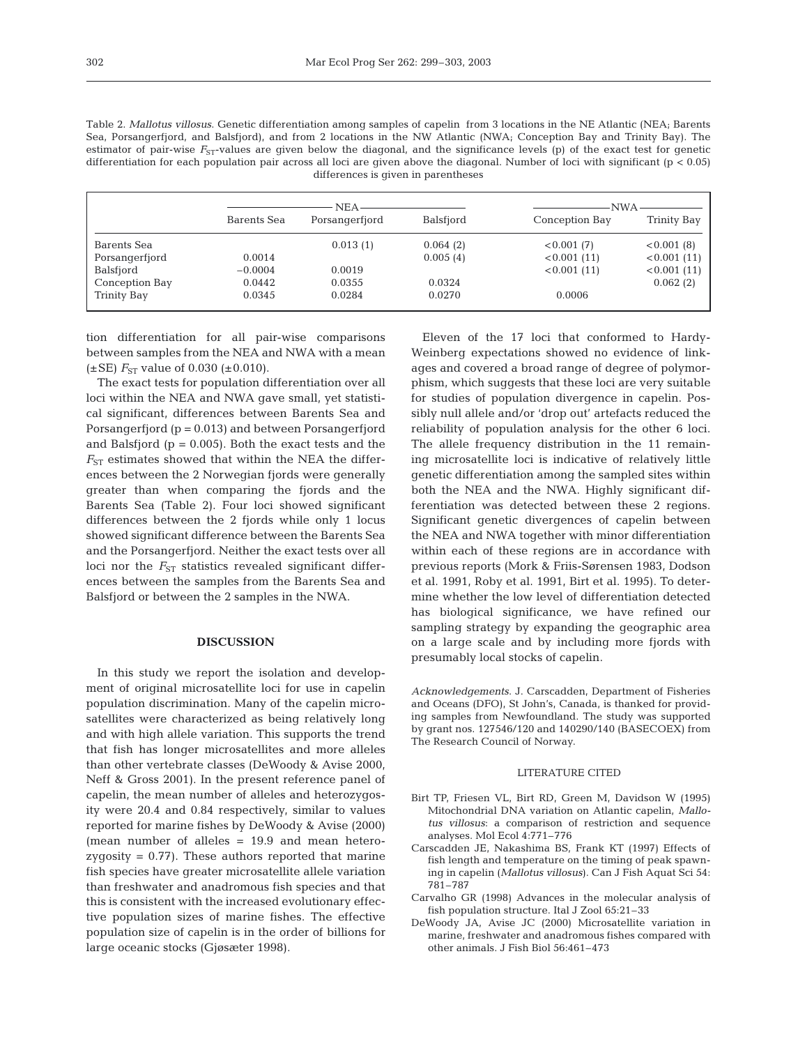Table 2. *Mallotus villosus*. Genetic differentiation among samples of capelin from 3 locations in the NE Atlantic (NEA; Barents Sea, Porsangerfjord, and Balsfjord), and from 2 locations in the NW Atlantic (NWA; Conception Bay and Trinity Bay). The estimator of pair-wise $F_{ST}$-values are given below the diagonal, and the significance levels (p) of the exact test for genetic differentiation for each population pair across all loci are given above the diagonal. Number of loci with significant ($p < 0.05$) differences is given in parentheses

| | NEA | | | NWA | |
|---|---|---|---|---|---|
| | Barents Sea | Porsangerfjord | Balsfjord | Conception Bay | Trinity Bay |
| Barents Sea | | 0.013 (1) | 0.064 (2) | <0.001 (7) | <0.001 (8) |
| Porsangerfjord | 0.0014 | | 0.005 (4) | <0.001 (11) | <0.001 (11) |
| Balsfjord | −0.0004 | 0.0019 | | <0.001 (11) | <0.001 (11) |
| Conception Bay | 0.0442 | 0.0355 | 0.0324 | | 0.062 (2) |
| Trinity Bay | 0.0345 | 0.0284 | 0.0270 | 0.0006 | |

tion differentiation for all pair-wise comparisons between samples from the NEA and NWA with a mean (±SE) $F_{ST}$ value of 0.030 (±0.010).

The exact tests for population differentiation over all loci within the NEA and NWA gave small, yet statistical significant, differences between Barents Sea and Porsangerfjord ($p = 0.013$) and between Porsangerfjord and Balsfjord ($p = 0.005$). Both the exact tests and the $F_{ST}$ estimates showed that within the NEA the differences between the 2 Norwegian fjords were generally greater than when comparing the fjords and the Barents Sea (Table 2). Four loci showed significant differences between the 2 fjords while only 1 locus showed significant difference between the Barents Sea and the Porsangerfjord. Neither the exact tests over all loci nor the $F_{ST}$ statistics revealed significant differences between the samples from the Barents Sea and Balsfjord or between the 2 samples in the NWA.

## DISCUSSION

In this study we report the isolation and development of original microsatellite loci for use in capelin population discrimination. Many of the capelin microsatellites were characterized as being relatively long and with high allele variation. This supports the trend that fish has longer microsatellites and more alleles than other vertebrate classes (DeWoody & Avise 2000, Neff & Gross 2001). In the present reference panel of capelin, the mean number of alleles and heterozygosity were 20.4 and 0.84 respectively, similar to values reported for marine fishes by DeWoody & Avise (2000) (mean number of alleles = 19.9 and mean heterozygosity = 0.77). These authors reported that marine fish species have greater microsatellite allele variation than freshwater and anadromous fish species and that this is consistent with the increased evolutionary effective population sizes of marine fishes. The effective population size of capelin is in the order of billions for large oceanic stocks (Gjøsæter 1998).

Eleven of the 17 loci that conformed to Hardy-Weinberg expectations showed no evidence of linkages and covered a broad range of degree of polymorphism, which suggests that these loci are very suitable for studies of population divergence in capelin. Possibly null allele and/or 'drop out' artefacts reduced the reliability of population analysis for the other 6 loci. The allele frequency distribution in the 11 remaining microsatellite loci is indicative of relatively little genetic differentiation among the sampled sites within both the NEA and the NWA. Highly significant differentiation was detected between these 2 regions. Significant genetic divergences of capelin between the NEA and NWA together with minor differentiation within each of these regions are in accordance with previous reports (Mork & Friis-Sørensen 1983, Dodson et al. 1991, Roby et al. 1991, Birt et al. 1995). To determine whether the low level of differentiation detected has biological significance, we have refined our sampling strategy by expanding the geographic area on a large scale and by including more fjords with presumably local stocks of capelin.

*Acknowledgements*. J. Carscadden, Department of Fisheries and Oceans (DFO), St John's, Canada, is thanked for providing samples from Newfoundland. The study was supported by grant nos. 127546/120 and 140290/140 (BASECOEX) from The Research Council of Norway.

## LITERATURE CITED

- Birt TP, Friesen VL, Birt RD, Green M, Davidson W (1995) Mitochondrial DNA variation on Atlantic capelin, *Mallotus villosus*: a comparison of restriction and sequence analyses. Mol Ecol 4:771–776
- Carscadden JE, Nakashima BS, Frank KT (1997) Effects of fish length and temperature on the timing of peak spawning in capelin (*Mallotus villosus*). Can J Fish Aquat Sci 54: 781–787
- Carvalho GR (1998) Advances in the molecular analysis of fish population structure. Ital J Zool 65:21–33
- DeWoody JA, Avise JC (2000) Microsatellite variation in marine, freshwater and anadromous fishes compared with other animals. J Fish Biol 56:461–473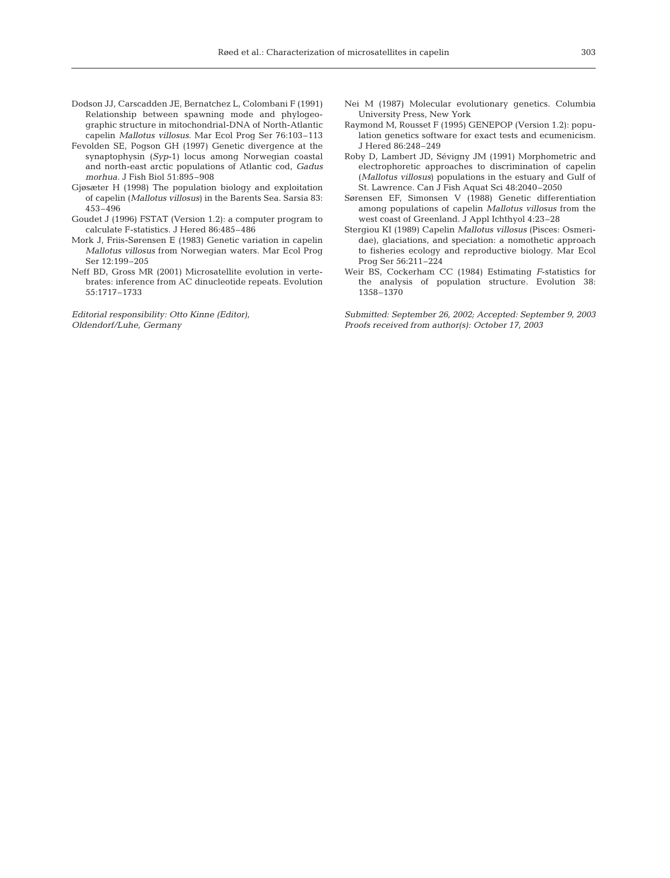Dodson JJ, Carscadden JE, Bernatchez L, Colombani F (1991) Relationship between spawning mode and phylogeographic structure in mitochondrial-DNA of North-Atlantic capelin *Mallotus villosus*. Mar Ecol Prog Ser 76:103–113

Fevolden SE, Pogson GH (1997) Genetic divergence at the synaptophysin (*Syp*-1) locus among Norwegian coastal and north-east arctic populations of Atlantic cod, *Gadus morhua*. J Fish Biol 51:895–908

Gjøsæter H (1998) The population biology and exploitation of capelin (*Mallotus villosus*) in the Barents Sea. Sarsia 83: 453–496

Goudet J (1996) FSTAT (Version 1.2): a computer program to calculate F-statistics. J Hered 86:485–486

Mork J, Friis-Sørensen E (1983) Genetic variation in capelin *Mallotus villosus* from Norwegian waters. Mar Ecol Prog Ser 12:199–205

Neff BD, Gross MR (2001) Microsatellite evolution in vertebrates: inference from AC dinucleotide repeats. Evolution 55:1717–1733

Nei M (1987) Molecular evolutionary genetics. Columbia University Press, New York

Raymond M, Rousset F (1995) GENEPOP (Version 1.2): population genetics software for exact tests and ecumenicism. J Hered 86:248–249

Roby D, Lambert JD, Sévigny JM (1991) Morphometric and electrophoretic approaches to discrimination of capelin (*Mallotus villosus*) populations in the estuary and Gulf of St. Lawrence. Can J Fish Aquat Sci 48:2040–2050

Sørensen EF, Simonsen V (1988) Genetic differentiation among populations of capelin *Mallotus villosus* from the west coast of Greenland. J Appl Ichthyol 4:23–28

Stergiou KI (1989) Capelin *Mallotus villosus* (Pisces: Osmeridae), glaciations, and speciation: a nomothetic approach to fisheries ecology and reproductive biology. Mar Ecol Prog Ser 56:211–224

Weir BS, Cockerham CC (1984) Estimating *F*-statistics for the analysis of population structure. Evolution 38: 1358–1370

*Editorial responsibility: Otto Kinne (Editor), Oldendorf/Luhe, Germany*

*Submitted: September 26, 2002; Accepted: September 9, 2003*
*Proofs received from author(s): October 17, 2003*